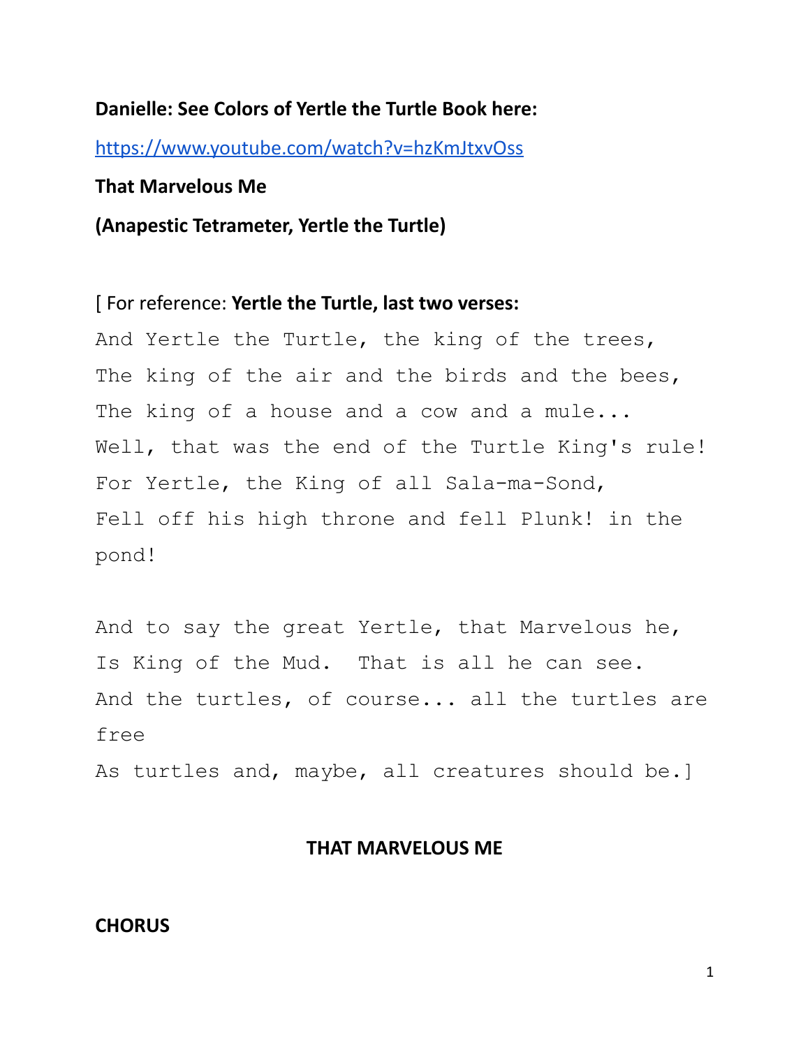**Danielle: See Colors of Yertle the Turtle Book here:**

https://www.youtube.com/watch?v=hzKmJtxvOss

**That Marvelous Me**

**(Anapestic Tetrameter, Yertle the Turtle)**

[ For reference: **Yertle the Turtle, last two verses:**

```
And Yertle the Turtle, the king of the trees,
The king of the air and the birds and the bees,
The king of a house and a cow and a mule...
Well, that was the end of the Turtle King's rule!
For Yertle, the King of all Sala-ma-Sond,
Fell off his high throne and fell Plunk! in the
pond!

And to say the great Yertle, that Marvelous he,
Is King of the Mud.  That is all he can see.
And the turtles, of course... all the turtles are
free
As turtles and, maybe, all creatures should be.]
```

## THAT MARVELOUS ME

**CHORUS**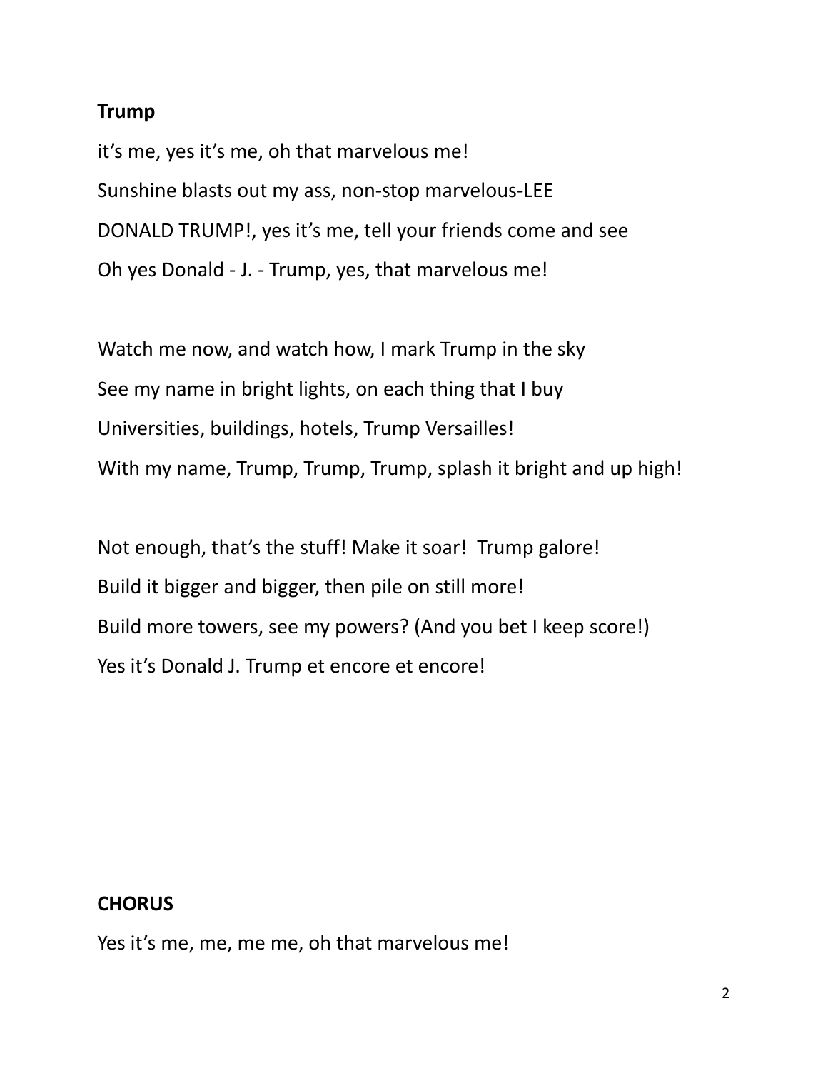**Trump**

it's me, yes it's me, oh that marvelous me!
Sunshine blasts out my ass, non-stop marvelous-LEE
DONALD TRUMP!, yes it's me, tell your friends come and see
Oh yes Donald - J. - Trump, yes, that marvelous me!

Watch me now, and watch how, I mark Trump in the sky
See my name in bright lights, on each thing that I buy
Universities, buildings, hotels, Trump Versailles!
With my name, Trump, Trump, Trump, splash it bright and up high!

Not enough, that's the stuff! Make it soar!  Trump galore!
Build it bigger and bigger, then pile on still more!
Build more towers, see my powers? (And you bet I keep score!)
Yes it's Donald J. Trump et encore et encore!

**CHORUS**

Yes it's me, me, me me, oh that marvelous me!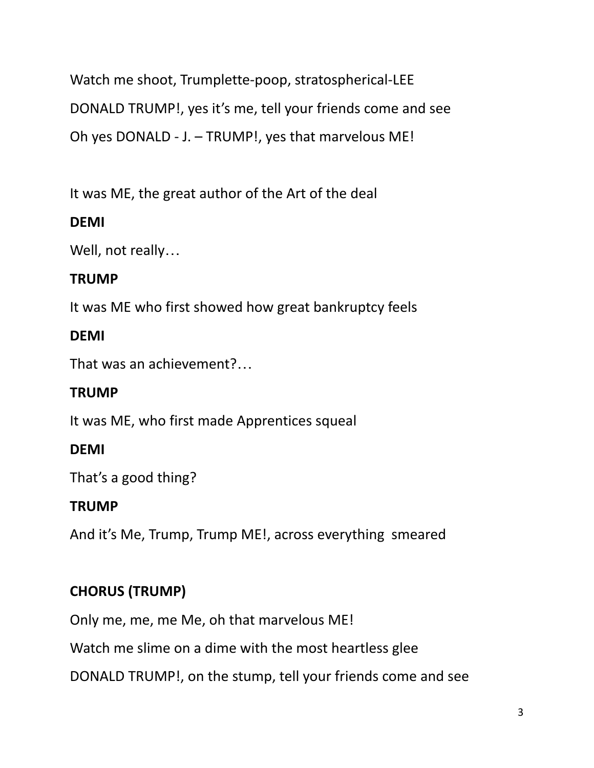Watch me shoot, Trumplette-poop, stratospherical-LEE

DONALD TRUMP!, yes it's me, tell your friends come and see

Oh yes DONALD - J. – TRUMP!, yes that marvelous ME!

It was ME, the great author of the Art of the deal

**DEMI**

Well, not really…

**TRUMP**

It was ME who first showed how great bankruptcy feels

**DEMI**

That was an achievement?…

**TRUMP**

It was ME, who first made Apprentices squeal

**DEMI**

That's a good thing?

**TRUMP**

And it's Me, Trump, Trump ME!, across everything smeared

**CHORUS (TRUMP)**

Only me, me, me Me, oh that marvelous ME!

Watch me slime on a dime with the most heartless glee

DONALD TRUMP!, on the stump, tell your friends come and see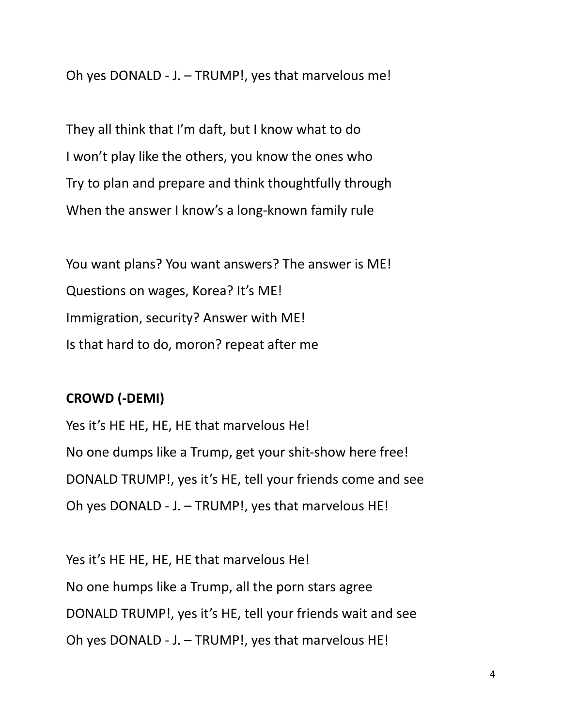Oh yes DONALD - J. – TRUMP!, yes that marvelous me!

They all think that I'm daft, but I know what to do
I won't play like the others, you know the ones who
Try to plan and prepare and think thoughtfully through
When the answer I know's a long-known family rule

You want plans? You want answers? The answer is ME!
Questions on wages, Korea? It's ME!
Immigration, security? Answer with ME!
Is that hard to do, moron? repeat after me

**CROWD (-DEMI)**

Yes it's HE HE, HE, HE that marvelous He!
No one dumps like a Trump, get your shit-show here free!
DONALD TRUMP!, yes it's HE, tell your friends come and see
Oh yes DONALD - J. – TRUMP!, yes that marvelous HE!

Yes it's HE HE, HE, HE that marvelous He!
No one humps like a Trump, all the porn stars agree
DONALD TRUMP!, yes it's HE, tell your friends wait and see
Oh yes DONALD - J. – TRUMP!, yes that marvelous HE!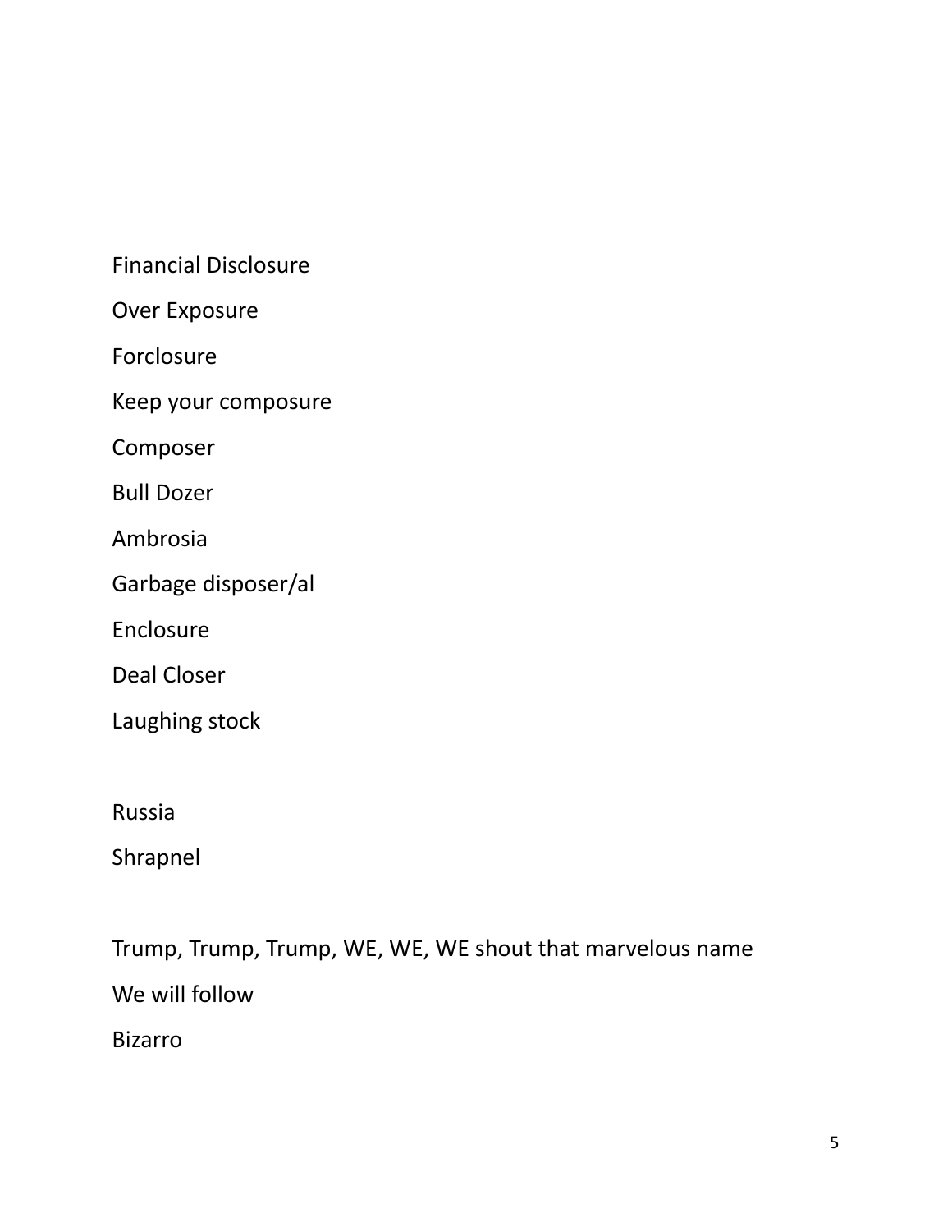Financial Disclosure

Over Exposure

Forclosure

Keep your composure

Composer

Bull Dozer

Ambrosia

Garbage disposer/al

Enclosure

Deal Closer

Laughing stock

Russia

Shrapnel

Trump, Trump, Trump, WE, WE, WE shout that marvelous name

We will follow

Bizarro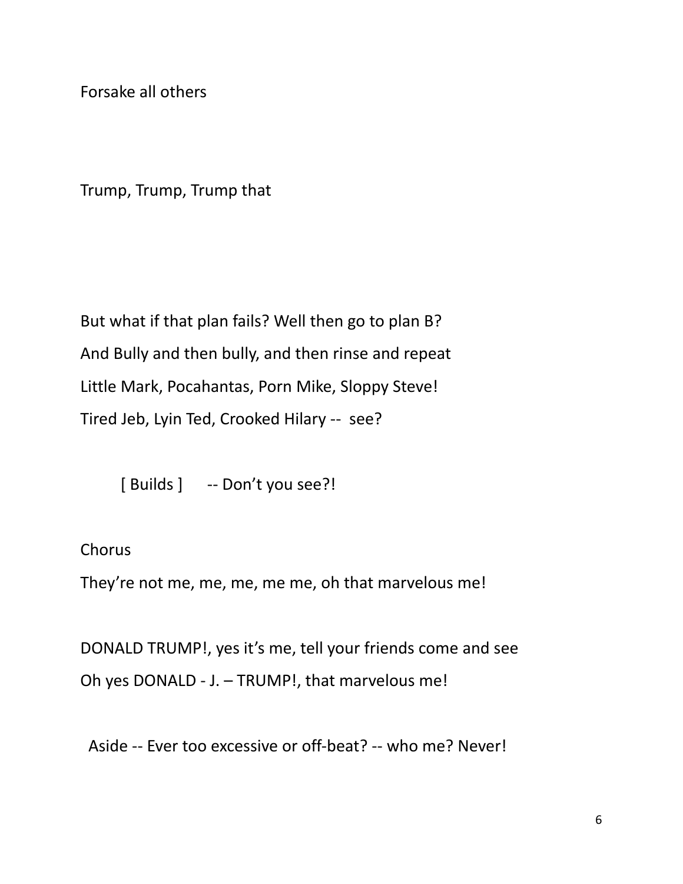Forsake all others

Trump, Trump, Trump that

But what if that plan fails? Well then go to plan B?
And Bully and then bully, and then rinse and repeat
Little Mark, Pocahantas, Porn Mike, Sloppy Steve!
Tired Jeb, Lyin Ted, Crooked Hilary -- see?

[ Builds ]  -- Don't you see?!

Chorus

They're not me, me, me, me me, oh that marvelous me!

DONALD TRUMP!, yes it's me, tell your friends come and see
Oh yes DONALD - J. – TRUMP!, that marvelous me!

Aside -- Ever too excessive or off-beat? -- who me? Never!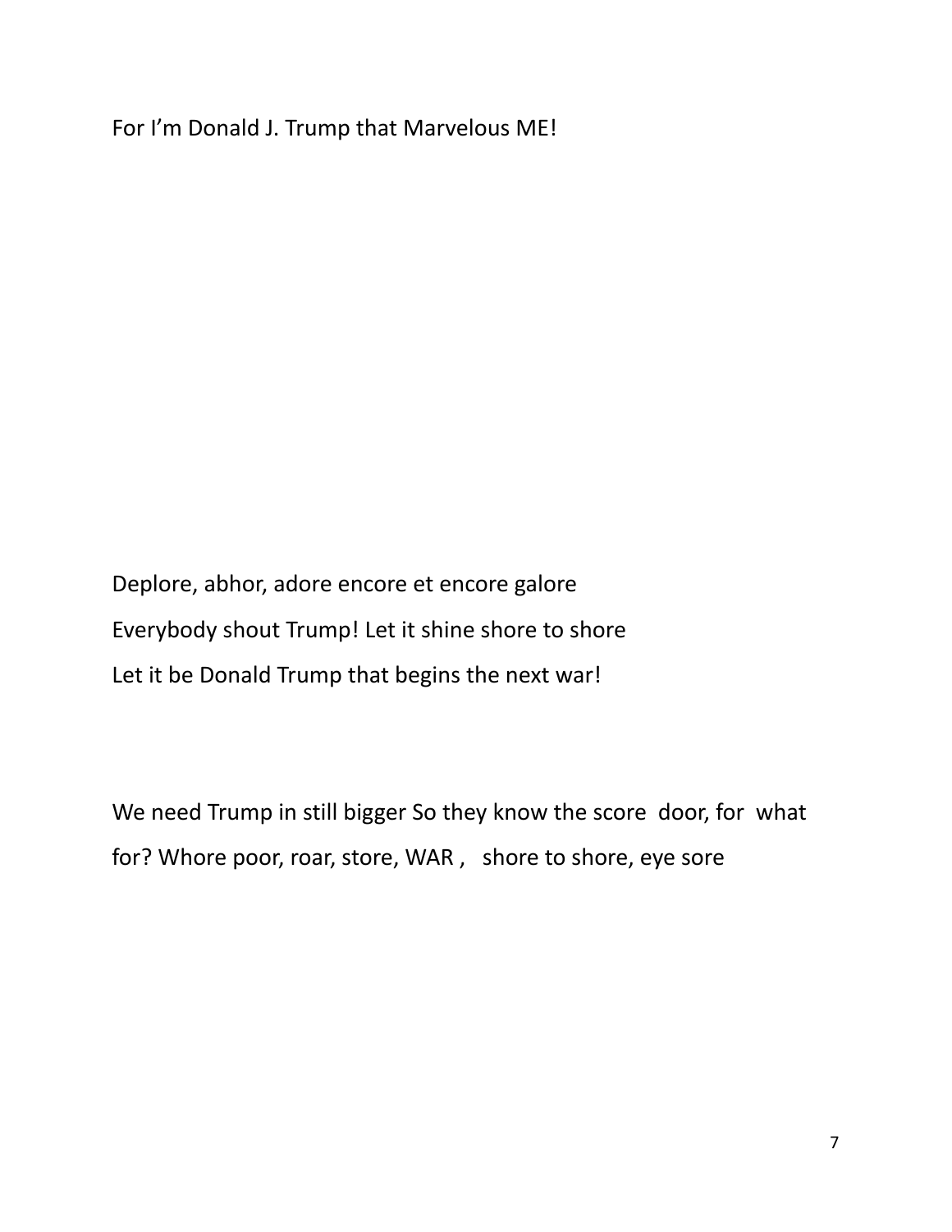For I'm Donald J. Trump that Marvelous ME!

Deplore, abhor, adore encore et encore galore
Everybody shout Trump! Let it shine shore to shore
Let it be Donald Trump that begins the next war!

We need Trump in still bigger So they know the score door, for what for? Whore poor, roar, store, WAR , shore to shore, eye sore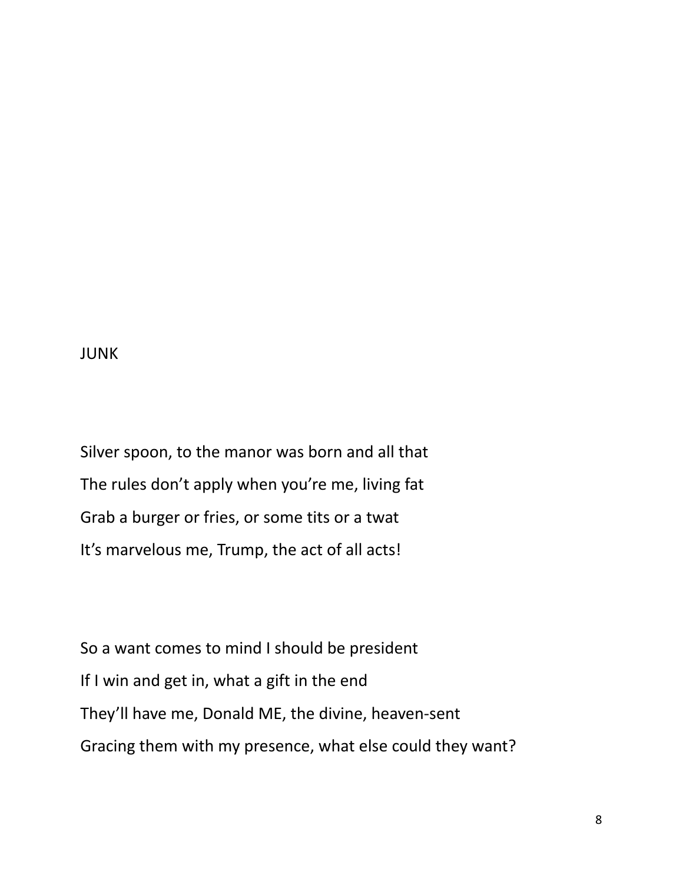# JUNK

Silver spoon, to the manor was born and all that
The rules don't apply when you're me, living fat
Grab a burger or fries, or some tits or a twat
It's marvelous me, Trump, the act of all acts!

So a want comes to mind I should be president
If I win and get in, what a gift in the end
They'll have me, Donald ME, the divine, heaven-sent
Gracing them with my presence, what else could they want?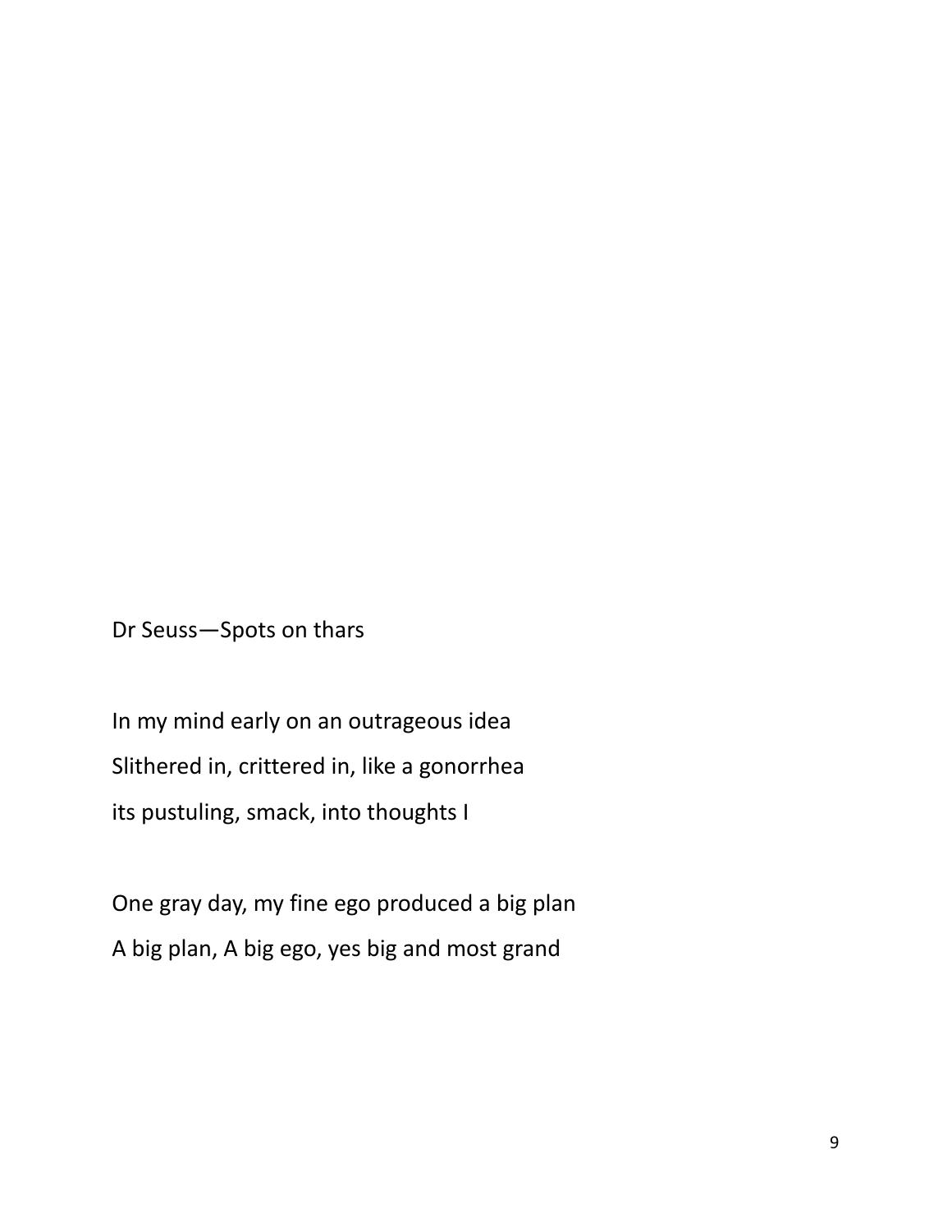Dr Seuss—Spots on thars

In my mind early on an outrageous idea
Slithered in, crittered in, like a gonorrhea
its pustuling, smack, into thoughts I

One gray day, my fine ego produced a big plan
A big plan, A big ego, yes big and most grand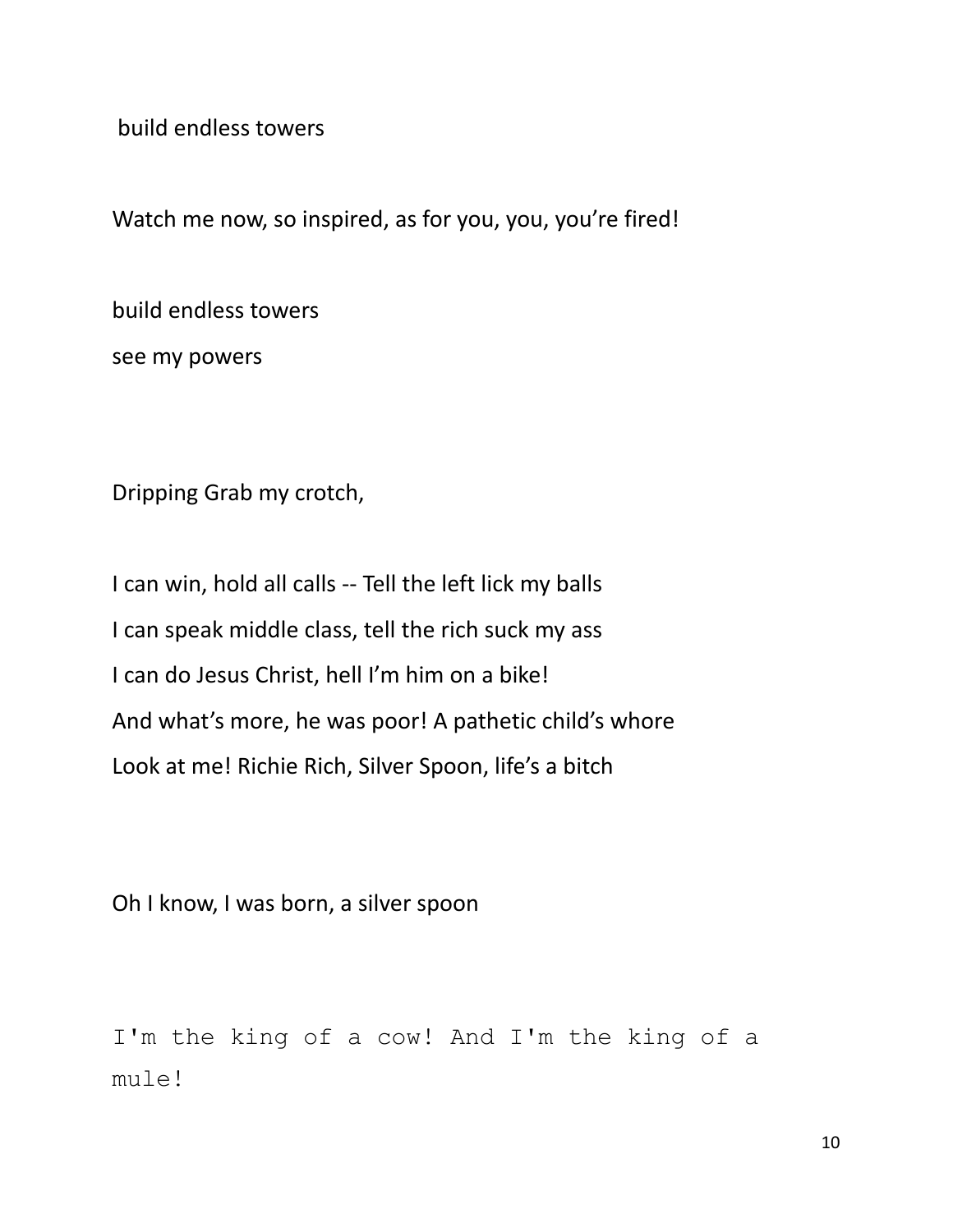build endless towers

Watch me now, so inspired, as for you, you, you're fired!

build endless towers
see my powers

Dripping Grab my crotch,

I can win, hold all calls -- Tell the left lick my balls
I can speak middle class, tell the rich suck my ass
I can do Jesus Christ, hell I'm him on a bike!
And what's more, he was poor! A pathetic child's whore
Look at me! Richie Rich, Silver Spoon, life's a bitch

Oh I know, I was born, a silver spoon

```
I'm the king of a cow! And I'm the king of a
mule!
```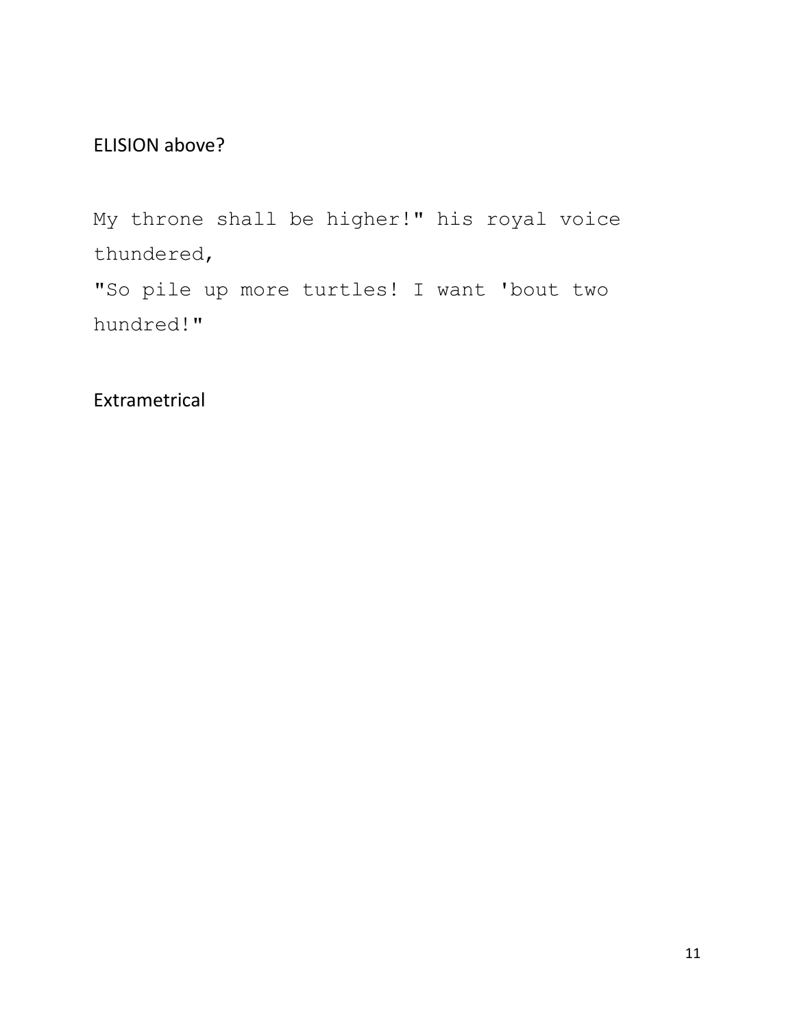ELISION above?

```
My throne shall be higher!" his royal voice
thundered,
"So pile up more turtles! I want 'bout two
hundred!"
```

Extrametrical